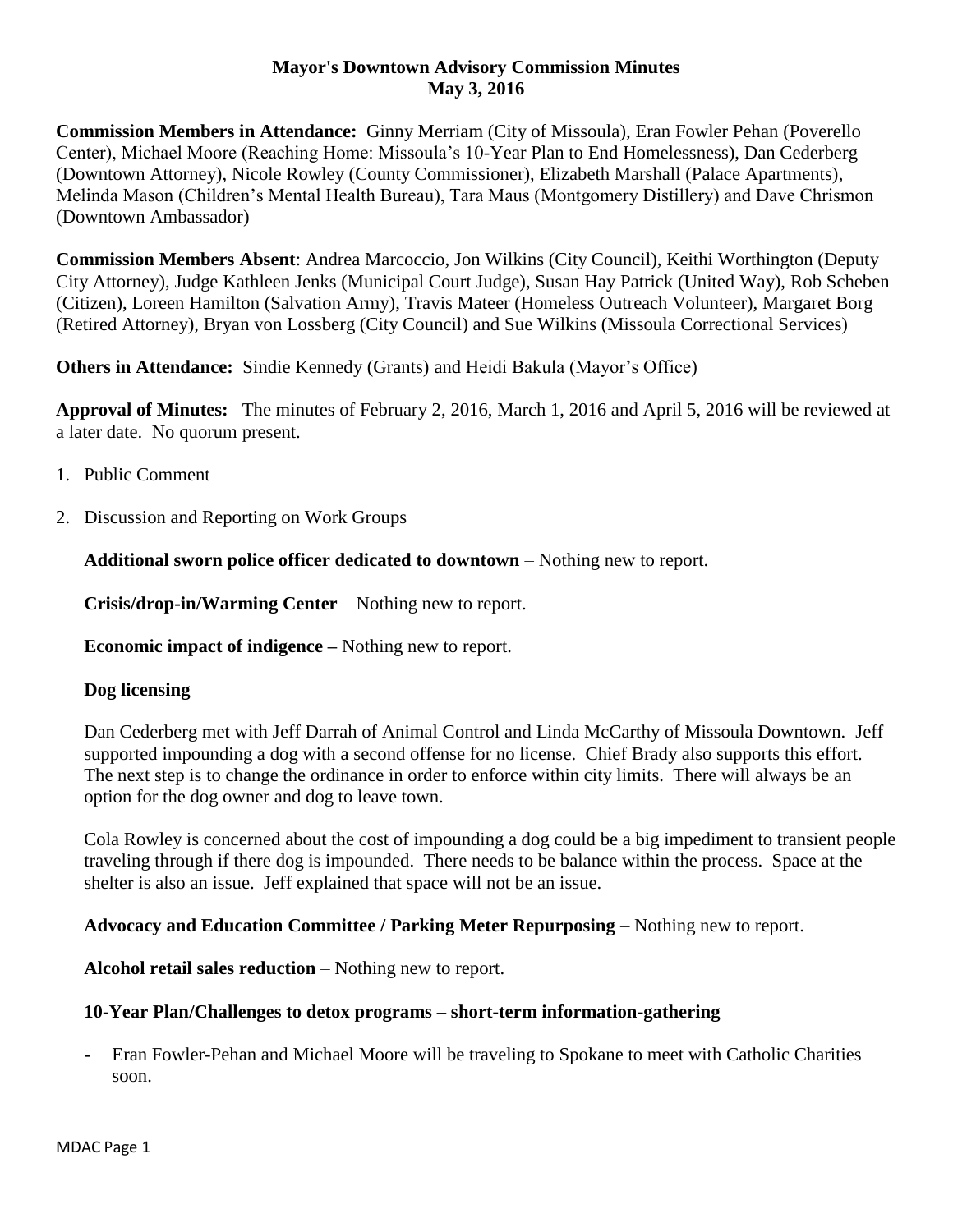**Mayor's Downtown Advisory Commission Minutes**
**May 3, 2016**

**Commission Members in Attendance:** Ginny Merriam (City of Missoula), Eran Fowler Pehan (Poverello Center), Michael Moore (Reaching Home: Missoula's 10-Year Plan to End Homelessness), Dan Cederberg (Downtown Attorney), Nicole Rowley (County Commissioner), Elizabeth Marshall (Palace Apartments), Melinda Mason (Children's Mental Health Bureau), Tara Maus (Montgomery Distillery) and Dave Chrismon (Downtown Ambassador)

**Commission Members Absent**: Andrea Marcoccio, Jon Wilkins (City Council), Keithi Worthington (Deputy City Attorney), Judge Kathleen Jenks (Municipal Court Judge), Susan Hay Patrick (United Way), Rob Scheben (Citizen), Loreen Hamilton (Salvation Army), Travis Mateer (Homeless Outreach Volunteer), Margaret Borg (Retired Attorney), Bryan von Lossberg (City Council) and Sue Wilkins (Missoula Correctional Services)

**Others in Attendance:** Sindie Kennedy (Grants) and Heidi Bakula (Mayor's Office)

**Approval of Minutes:** The minutes of February 2, 2016, March 1, 2016 and April 5, 2016 will be reviewed at a later date. No quorum present.

1. Public Comment
2. Discussion and Reporting on Work Groups

**Additional sworn police officer dedicated to downtown** – Nothing new to report.

**Crisis/drop-in/Warming Center** – Nothing new to report.

**Economic impact of indigence –** Nothing new to report.

**Dog licensing**

Dan Cederberg met with Jeff Darrah of Animal Control and Linda McCarthy of Missoula Downtown. Jeff supported impounding a dog with a second offense for no license. Chief Brady also supports this effort. The next step is to change the ordinance in order to enforce within city limits. There will always be an option for the dog owner and dog to leave town.

Cola Rowley is concerned about the cost of impounding a dog could be a big impediment to transient people traveling through if there dog is impounded. There needs to be balance within the process. Space at the shelter is also an issue. Jeff explained that space will not be an issue.

**Advocacy and Education Committee / Parking Meter Repurposing** – Nothing new to report.

**Alcohol retail sales reduction** – Nothing new to report.

**10-Year Plan/Challenges to detox programs – short-term information-gathering**

- Eran Fowler-Pehan and Michael Moore will be traveling to Spokane to meet with Catholic Charities soon.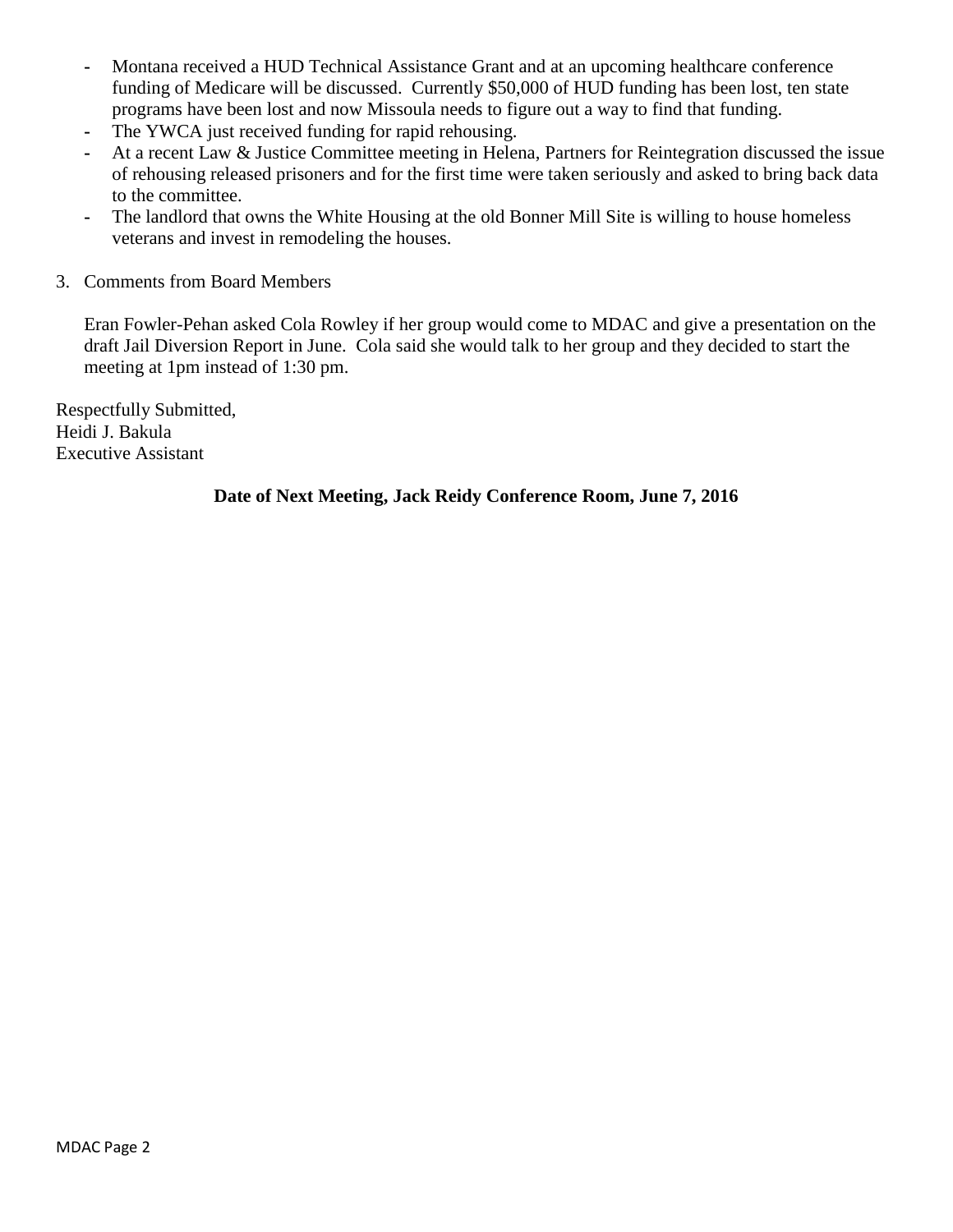- Montana received a HUD Technical Assistance Grant and at an upcoming healthcare conference funding of Medicare will be discussed. Currently $50,000 of HUD funding has been lost, ten state programs have been lost and now Missoula needs to figure out a way to find that funding.
- The YWCA just received funding for rapid rehousing.
- At a recent Law & Justice Committee meeting in Helena, Partners for Reintegration discussed the issue of rehousing released prisoners and for the first time were taken seriously and asked to bring back data to the committee.
- The landlord that owns the White Housing at the old Bonner Mill Site is willing to house homeless veterans and invest in remodeling the houses.

3. Comments from Board Members

   Eran Fowler-Pehan asked Cola Rowley if her group would come to MDAC and give a presentation on the draft Jail Diversion Report in June. Cola said she would talk to her group and they decided to start the meeting at 1pm instead of 1:30 pm.

Respectfully Submitted,
Heidi J. Bakula
Executive Assistant

**Date of Next Meeting, Jack Reidy Conference Room, June 7, 2016**